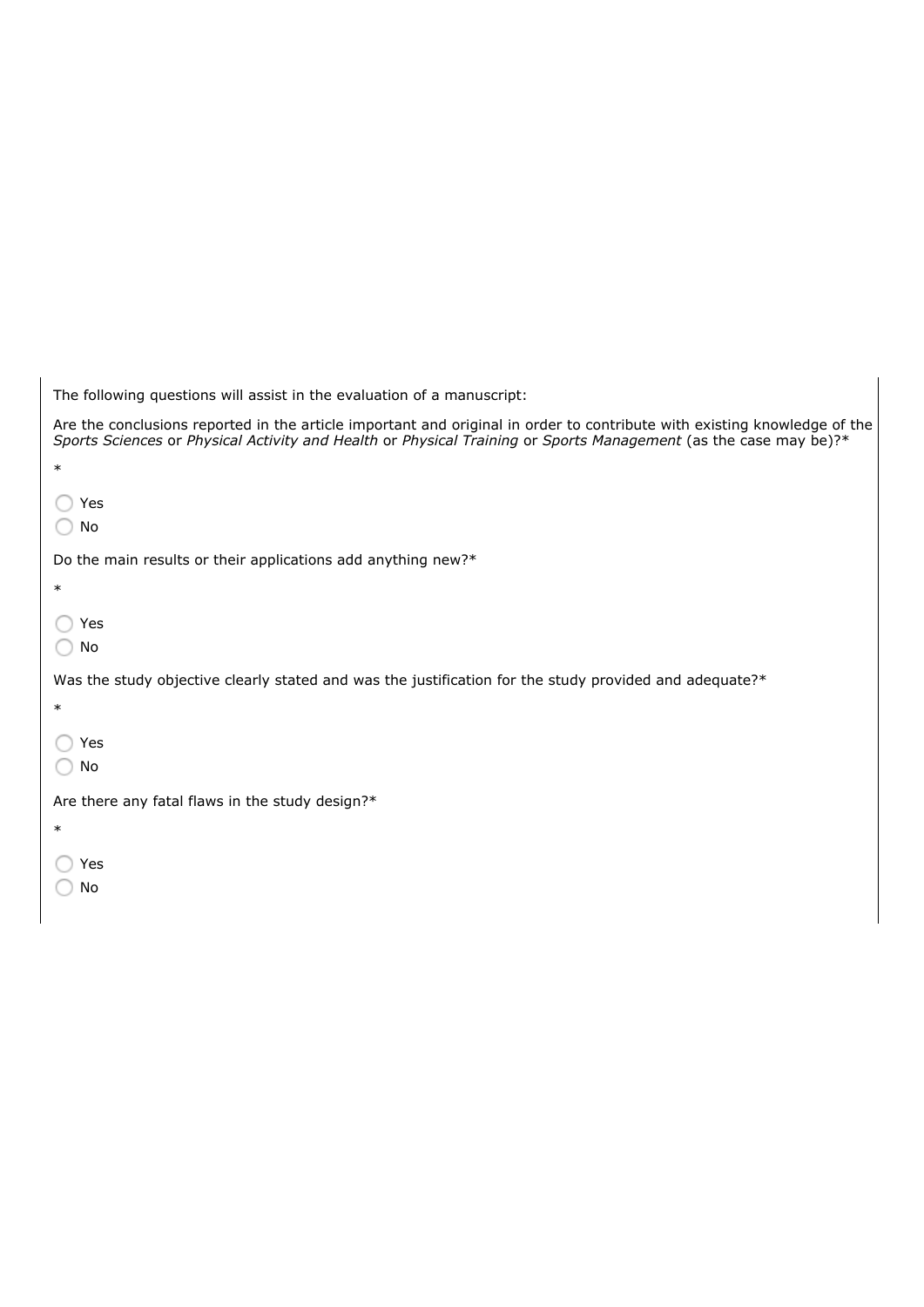The following questions will assist in the evaluation of a manuscript:

Are the conclusions reported in the article important and original in order to contribute with existing knowledge of the *Sports Sciences* or *Physical Activity and Health* or *Physical Training* or *Sports Management* (as the case may be)?*

*

- ◯ Yes
- ◯ No

Do the main results or their applications add anything new?*

*

- ◯ Yes
- ◯ No

Was the study objective clearly stated and was the justification for the study provided and adequate?*

*

- ◯ Yes
- ◯ No

Are there any fatal flaws in the study design?*

*

- ◯ Yes
- ◯ No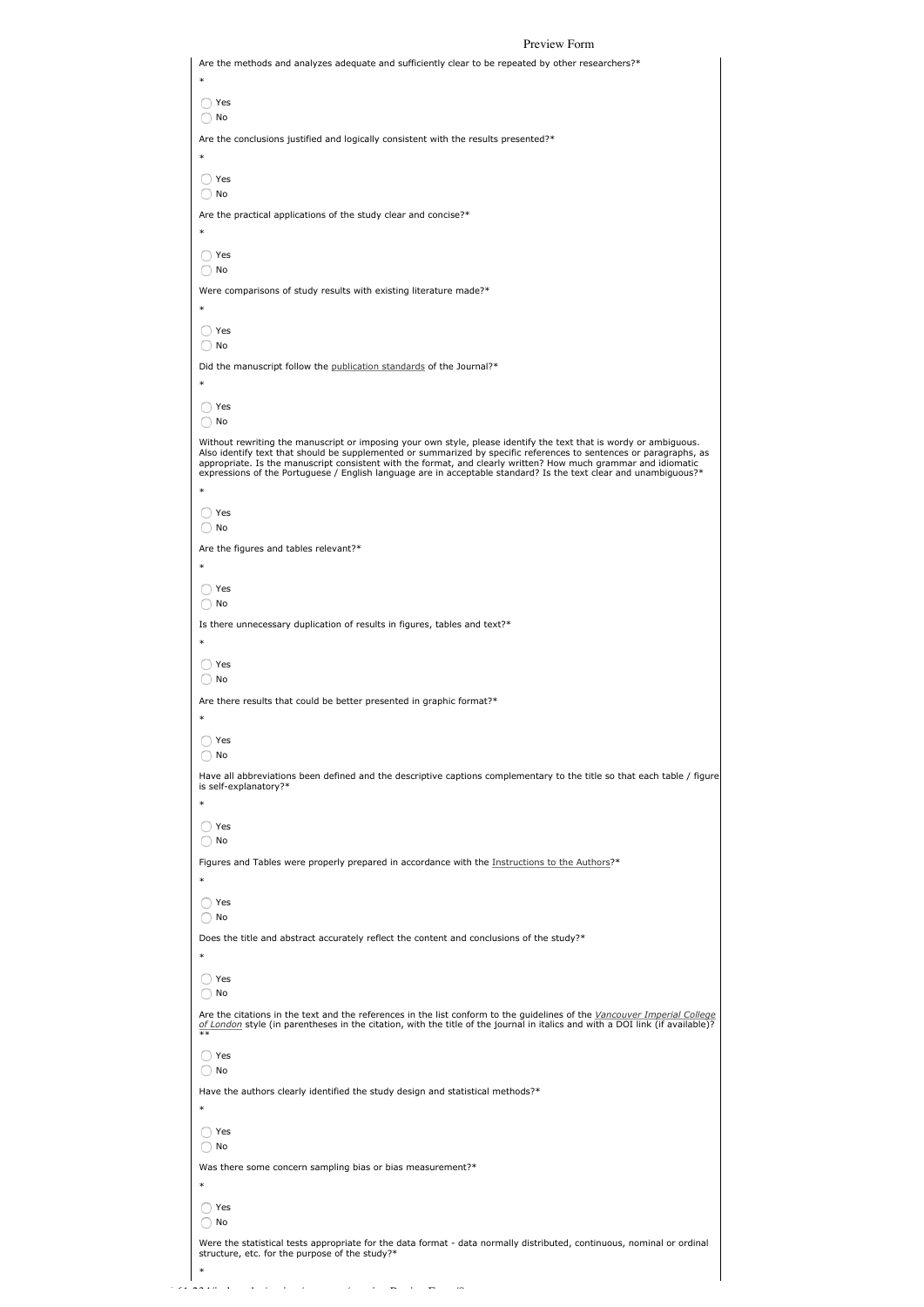Are the methods and analyzes adequate and sufficiently clear to be repeated by other researchers?*

*

◯ Yes
◯ No

Are the conclusions justified and logically consistent with the results presented?*

*

◯ Yes
◯ No

Are the practical applications of the study clear and concise?*

*

◯ Yes
◯ No

Were comparisons of study results with existing literature made?*

*

◯ Yes
◯ No

Did the manuscript follow the publication standards of the Journal?*

*

◯ Yes
◯ No

Without rewriting the manuscript or imposing your own style, please identify the text that is wordy or ambiguous. Also identify text that should be supplemented or summarized by specific references to sentences or paragraphs, as appropriate. Is the manuscript consistent with the format, and clearly written? How much grammar and idiomatic expressions of the Portuguese / English language are in acceptable standard? Is the text clear and unambiguous?*

*

◯ Yes
◯ No

Are the figures and tables relevant?*

*

◯ Yes
◯ No

Is there unnecessary duplication of results in figures, tables and text?*

*

◯ Yes
◯ No

Are there results that could be better presented in graphic format?*

*

◯ Yes
◯ No

Have all abbreviations been defined and the descriptive captions complementary to the title so that each table / figure is self-explanatory?*

*

◯ Yes
◯ No

Figures and Tables were properly prepared in accordance with the Instructions to the Authors?*

*

◯ Yes
◯ No

Does the title and abstract accurately reflect the content and conclusions of the study?*

*

◯ Yes
◯ No

Are the citations in the text and the references in the list conform to the guidelines of the *Vancouver Imperial College of London* style (in parentheses in the citation, with the title of the journal in italics and with a DOI link (if available)?**

◯ Yes
◯ No

Have the authors clearly identified the study design and statistical methods?*

*

◯ Yes
◯ No

Was there some concern sampling bias or bias measurement?*

*

◯ Yes
◯ No

Were the statistical tests appropriate for the data format - data normally distributed, continuous, nominal or ordinal structure, etc. for the purpose of the study?*

*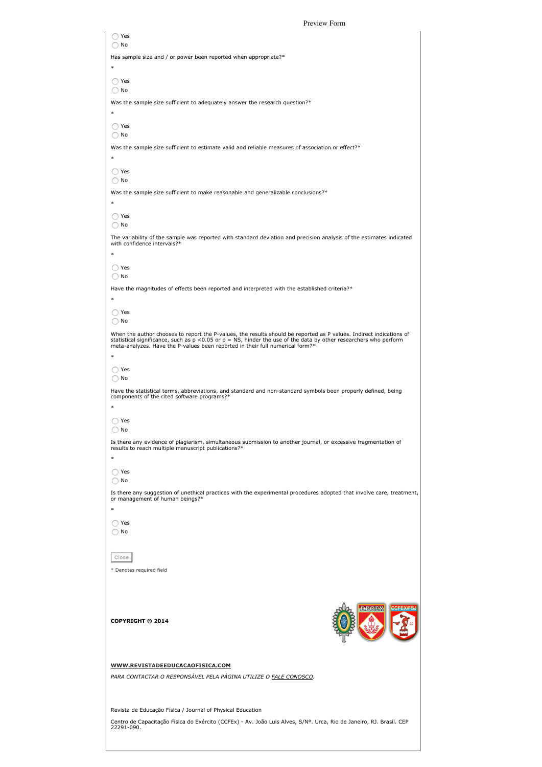◯ Yes
◯ No

Has sample size and / or power been reported when appropriate?*

*

◯ Yes
◯ No

Was the sample size sufficient to adequately answer the research question?*

*

◯ Yes
◯ No

Was the sample size sufficient to estimate valid and reliable measures of association or effect?*

*

◯ Yes
◯ No

Was the sample size sufficient to make reasonable and generalizable conclusions?*

*

◯ Yes
◯ No

The variability of the sample was reported with standard deviation and precision analysis of the estimates indicated with confidence intervals?*

*

◯ Yes
◯ No

Have the magnitudes of effects been reported and interpreted with the established criteria?*

*

◯ Yes
◯ No

When the author chooses to report the P-values, the results should be reported as P values. Indirect indications of statistical significance, such as $p < 0.05$ or $p = NS$, hinder the use of the data by other researchers who perform meta-analyzes. Have the P-values been reported in their full numerical form?*

*

◯ Yes
◯ No

Have the statistical terms, abbreviations, and standard and non-standard symbols been properly defined, being components of the cited software programs?*

*

◯ Yes
◯ No

Is there any evidence of plagiarism, simultaneous submission to another journal, or excessive fragmentation of results to reach multiple manuscript publications?*

*

◯ Yes
◯ No

Is there any suggestion of unethical practices with the experimental procedures adopted that involve care, treatment, or management of human beings?*

*

◯ Yes
◯ No

Close

* Denotes required field

**COPYRIGHT © 2014**

**WWW.REVISTADEEDUCACAOFISICA.COM**

*PARA CONTACTAR O RESPONSÁVEL PELA PÁGINA UTILIZE O FALE CONOSCO.*

Revista de Educação Física / Journal of Physical Education

Centro de Capacitação Física do Exército (CCFEx) - Av. João Luis Alves, S/Nº. Urca, Rio de Janeiro, RJ. Brasil. CEP 22291-090.